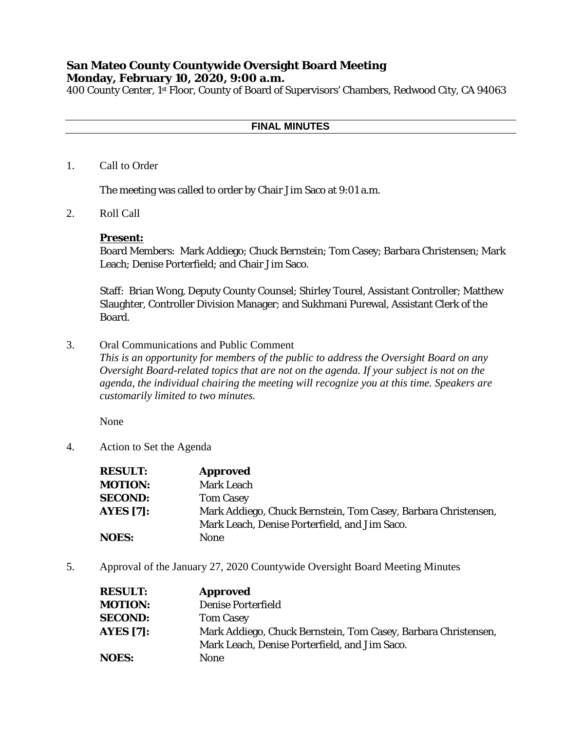# San Mateo County Countywide Oversight Board Meeting
## Monday, February 10, 2020, 9:00 a.m.

400 County Center, 1st Floor, County of Board of Supervisors' Chambers, Redwood City, CA 94063

---

**FINAL MINUTES**

---

1. Call to Order

   The meeting was called to order by Chair Jim Saco at 9:01 a.m.

2. Roll Call

   **Present:**
   Board Members: Mark Addiego; Chuck Bernstein; Tom Casey; Barbara Christensen; Mark Leach; Denise Porterfield; and Chair Jim Saco.

   Staff: Brian Wong, Deputy County Counsel; Shirley Tourel, Assistant Controller; Matthew Slaughter, Controller Division Manager; and Sukhmani Purewal, Assistant Clerk of the Board.

3. Oral Communications and Public Comment
   *This is an opportunity for members of the public to address the Oversight Board on any Oversight Board-related topics that are not on the agenda. If your subject is not on the agenda, the individual chairing the meeting will recognize you at this time. Speakers are customarily limited to two minutes.*

   None

4. Action to Set the Agenda

| | |
|---|---|
| **RESULT:** | **Approved** |
| **MOTION:** | Mark Leach |
| **SECOND:** | Tom Casey |
| **AYES [7]:** | Mark Addiego, Chuck Bernstein, Tom Casey, Barbara Christensen, Mark Leach, Denise Porterfield, and Jim Saco. |
| **NOES:** | None |

5. Approval of the January 27, 2020 Countywide Oversight Board Meeting Minutes

| | |
|---|---|
| **RESULT:** | **Approved** |
| **MOTION:** | Denise Porterfield |
| **SECOND:** | Tom Casey |
| **AYES [7]:** | Mark Addiego, Chuck Bernstein, Tom Casey, Barbara Christensen, Mark Leach, Denise Porterfield, and Jim Saco. |
| **NOES:** | None |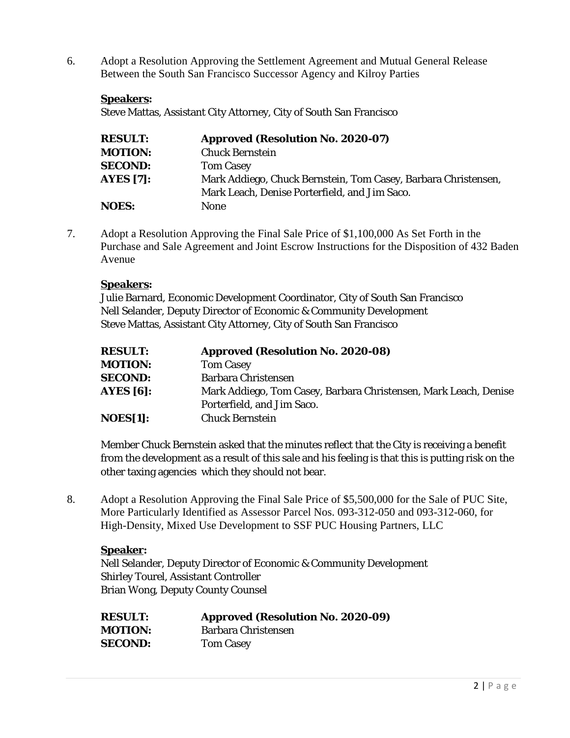6. Adopt a Resolution Approving the Settlement Agreement and Mutual General Release Between the South San Francisco Successor Agency and Kilroy Parties

**Speakers:**
Steve Mattas, Assistant City Attorney, City of South San Francisco

| | |
|---|---|
| **RESULT:** | **Approved (Resolution No. 2020-07)** |
| **MOTION:** | Chuck Bernstein |
| **SECOND:** | Tom Casey |
| **AYES [7]:** | Mark Addiego, Chuck Bernstein, Tom Casey, Barbara Christensen, Mark Leach, Denise Porterfield, and Jim Saco. |
| **NOES:** | None |

7. Adopt a Resolution Approving the Final Sale Price of $1,100,000 As Set Forth in the Purchase and Sale Agreement and Joint Escrow Instructions for the Disposition of 432 Baden Avenue

**Speakers:**
Julie Barnard, Economic Development Coordinator, City of South San Francisco
Nell Selander, Deputy Director of Economic & Community Development
Steve Mattas, Assistant City Attorney, City of South San Francisco

| | |
|---|---|
| **RESULT:** | **Approved (Resolution No. 2020-08)** |
| **MOTION:** | Tom Casey |
| **SECOND:** | Barbara Christensen |
| **AYES [6]:** | Mark Addiego, Tom Casey, Barbara Christensen, Mark Leach, Denise Porterfield, and Jim Saco. |
| **NOES[1]:** | Chuck Bernstein |

Member Chuck Bernstein asked that the minutes reflect that the City is receiving a benefit from the development as a result of this sale and his feeling is that this is putting risk on the other taxing agencies which they should not bear.

8. Adopt a Resolution Approving the Final Sale Price of $5,500,000 for the Sale of PUC Site, More Particularly Identified as Assessor Parcel Nos. 093-312-050 and 093-312-060, for High-Density, Mixed Use Development to SSF PUC Housing Partners, LLC

**Speaker:**
Nell Selander, Deputy Director of Economic & Community Development
Shirley Tourel, Assistant Controller
Brian Wong, Deputy County Counsel

| | |
|---|---|
| **RESULT:** | **Approved (Resolution No. 2020-09)** |
| **MOTION:** | Barbara Christensen |
| **SECOND:** | Tom Casey |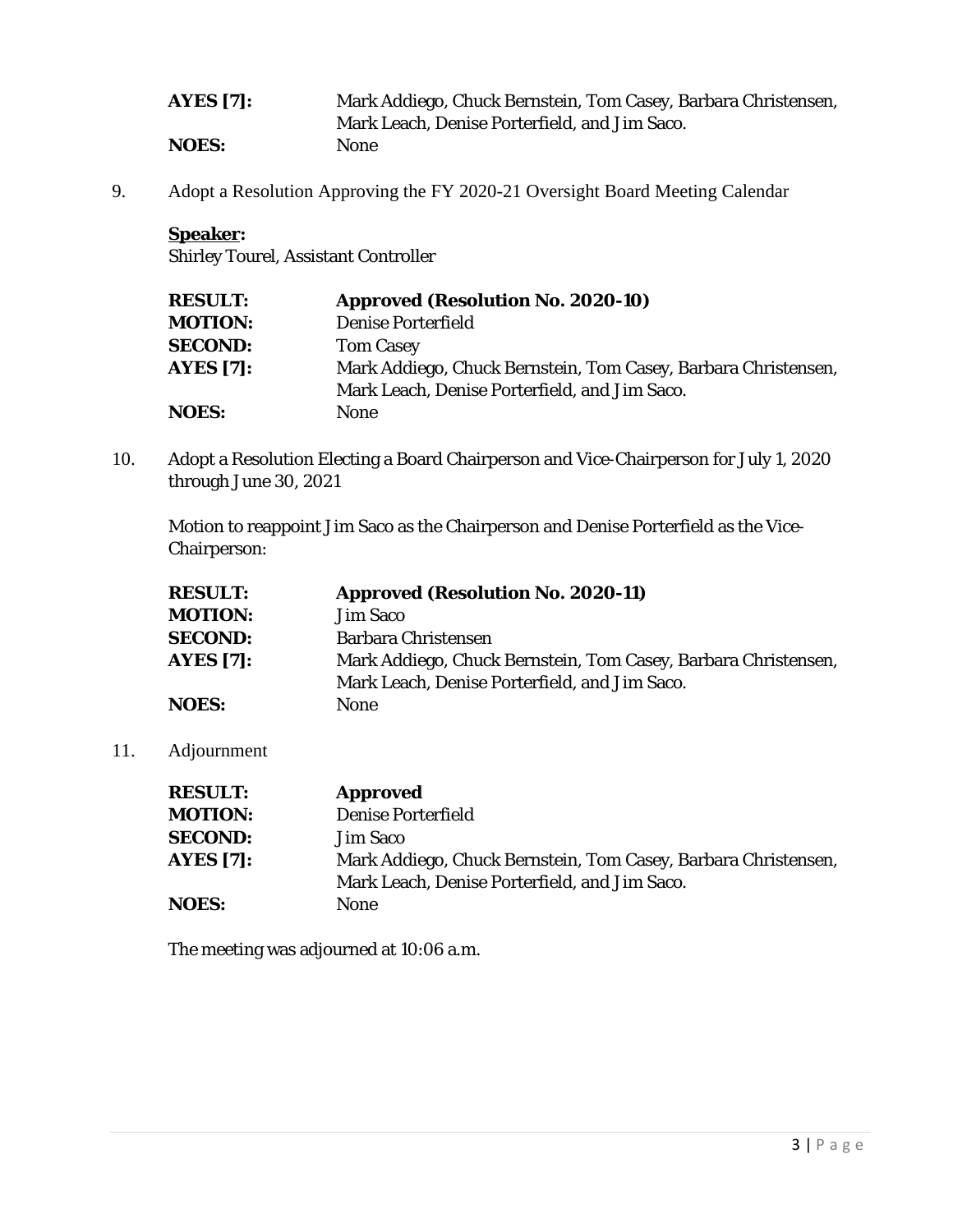| | |
|---|---|
| **AYES [7]:** | Mark Addiego, Chuck Bernstein, Tom Casey, Barbara Christensen, Mark Leach, Denise Porterfield, and Jim Saco. |
| **NOES:** | None |

9. Adopt a Resolution Approving the FY 2020-21 Oversight Board Meeting Calendar

**Speaker:**
Shirley Tourel, Assistant Controller

| | |
|---|---|
| **RESULT:** | **Approved (Resolution No. 2020-10)** |
| **MOTION:** | Denise Porterfield |
| **SECOND:** | Tom Casey |
| **AYES [7]:** | Mark Addiego, Chuck Bernstein, Tom Casey, Barbara Christensen, Mark Leach, Denise Porterfield, and Jim Saco. |
| **NOES:** | None |

10. Adopt a Resolution Electing a Board Chairperson and Vice-Chairperson for July 1, 2020 through June 30, 2021

Motion to reappoint Jim Saco as the Chairperson and Denise Porterfield as the Vice-Chairperson:

| | |
|---|---|
| **RESULT:** | **Approved (Resolution No. 2020-11)** |
| **MOTION:** | Jim Saco |
| **SECOND:** | Barbara Christensen |
| **AYES [7]:** | Mark Addiego, Chuck Bernstein, Tom Casey, Barbara Christensen, Mark Leach, Denise Porterfield, and Jim Saco. |
| **NOES:** | None |

11. Adjournment

| | |
|---|---|
| **RESULT:** | **Approved** |
| **MOTION:** | Denise Porterfield |
| **SECOND:** | Jim Saco |
| **AYES [7]:** | Mark Addiego, Chuck Bernstein, Tom Casey, Barbara Christensen, Mark Leach, Denise Porterfield, and Jim Saco. |
| **NOES:** | None |

The meeting was adjourned at 10:06 a.m.